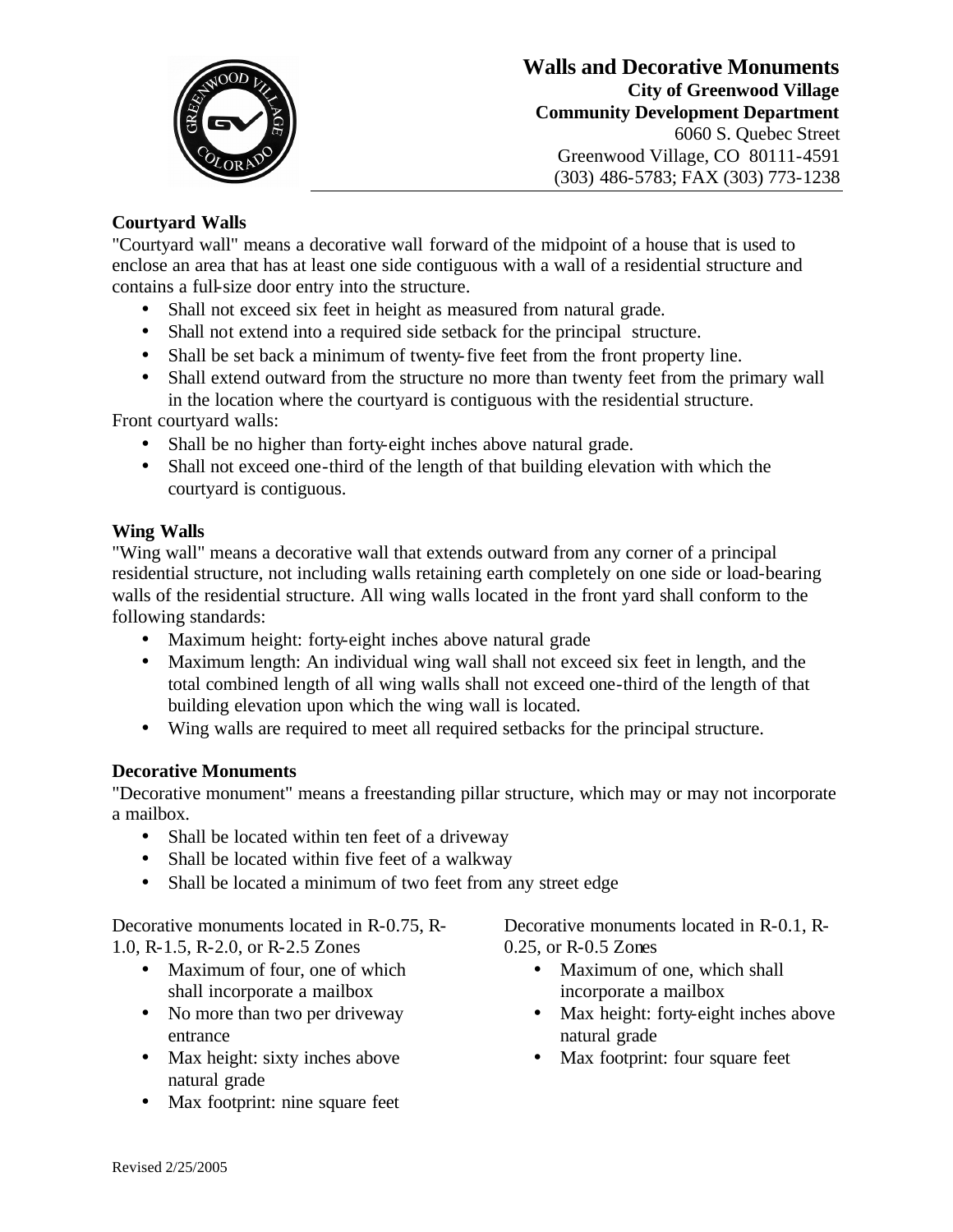# Walls and Decorative Monuments

**City of Greenwood Village**
**Community Development Department**
6060 S. Quebec Street
Greenwood Village, CO 80111-4591
(303) 486-5783; FAX (303) 773-1238

## Courtyard Walls

"Courtyard wall" means a decorative wall forward of the midpoint of a house that is used to enclose an area that has at least one side contiguous with a wall of a residential structure and contains a full-size door entry into the structure.

- Shall not exceed six feet in height as measured from natural grade.
- Shall not extend into a required side setback for the principal structure.
- Shall be set back a minimum of twenty-five feet from the front property line.
- Shall extend outward from the structure no more than twenty feet from the primary wall in the location where the courtyard is contiguous with the residential structure.

Front courtyard walls:

- Shall be no higher than forty-eight inches above natural grade.
- Shall not exceed one-third of the length of that building elevation with which the courtyard is contiguous.

## Wing Walls

"Wing wall" means a decorative wall that extends outward from any corner of a principal residential structure, not including walls retaining earth completely on one side or load-bearing walls of the residential structure. All wing walls located in the front yard shall conform to the following standards:

- Maximum height: forty-eight inches above natural grade
- Maximum length: An individual wing wall shall not exceed six feet in length, and the total combined length of all wing walls shall not exceed one-third of the length of that building elevation upon which the wing wall is located.
- Wing walls are required to meet all required setbacks for the principal structure.

## Decorative Monuments

"Decorative monument" means a freestanding pillar structure, which may or may not incorporate a mailbox.

- Shall be located within ten feet of a driveway
- Shall be located within five feet of a walkway
- Shall be located a minimum of two feet from any street edge

Decorative monuments located in R-0.75, R-1.0, R-1.5, R-2.0, or R-2.5 Zones

- Maximum of four, one of which shall incorporate a mailbox
- No more than two per driveway entrance
- Max height: sixty inches above natural grade
- Max footprint: nine square feet

Decorative monuments located in R-0.1, R-0.25, or R-0.5 Zones

- Maximum of one, which shall incorporate a mailbox
- Max height: forty-eight inches above natural grade
- Max footprint: four square feet

Revised 2/25/2005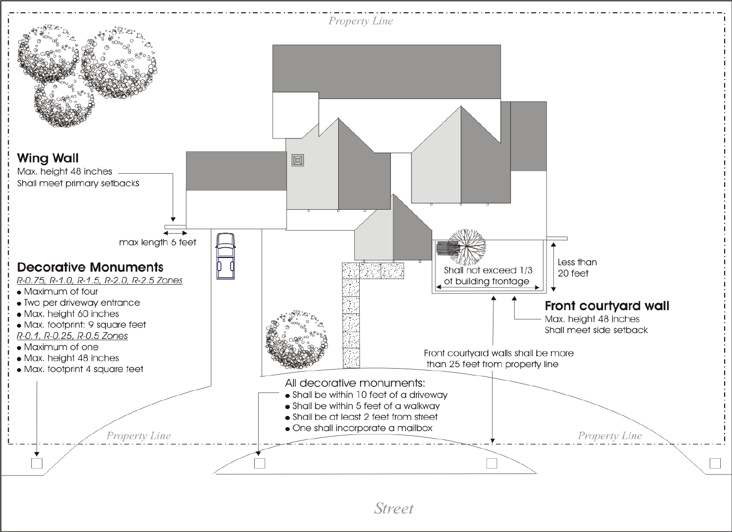Property Line

## Wing Wall

Max. height 48 inches
Shall meet primary setbacks

max length 6 feet

## Decorative Monuments

*R-0.75, R-1.0, R-1.5, R-2.0, R-2.5 Zones*

- Maximum of four
- Two per driveway entrance
- Max. height 60 inches
- Max. footprint: 9 square feet

*R-0.1, R-0.25, R-0.5 Zones*

- Maximum of one
- Max. height 48 inches
- Max. footprint 4 square feet

Shall not exceed 1/3 of building frontage

Less than 20 feet

## Front courtyard wall

Max. height 48 inches
Shall meet side setback

Front courtyard walls shall be more than 25 feet from property line

All decorative monuments:

- Shall be within 10 feet of a driveway
- Shall be within 5 feet of a walkway
- Shall be at least 2 feet from street
- One shall incorporate a mailbox

Property Line

Property Line

Street